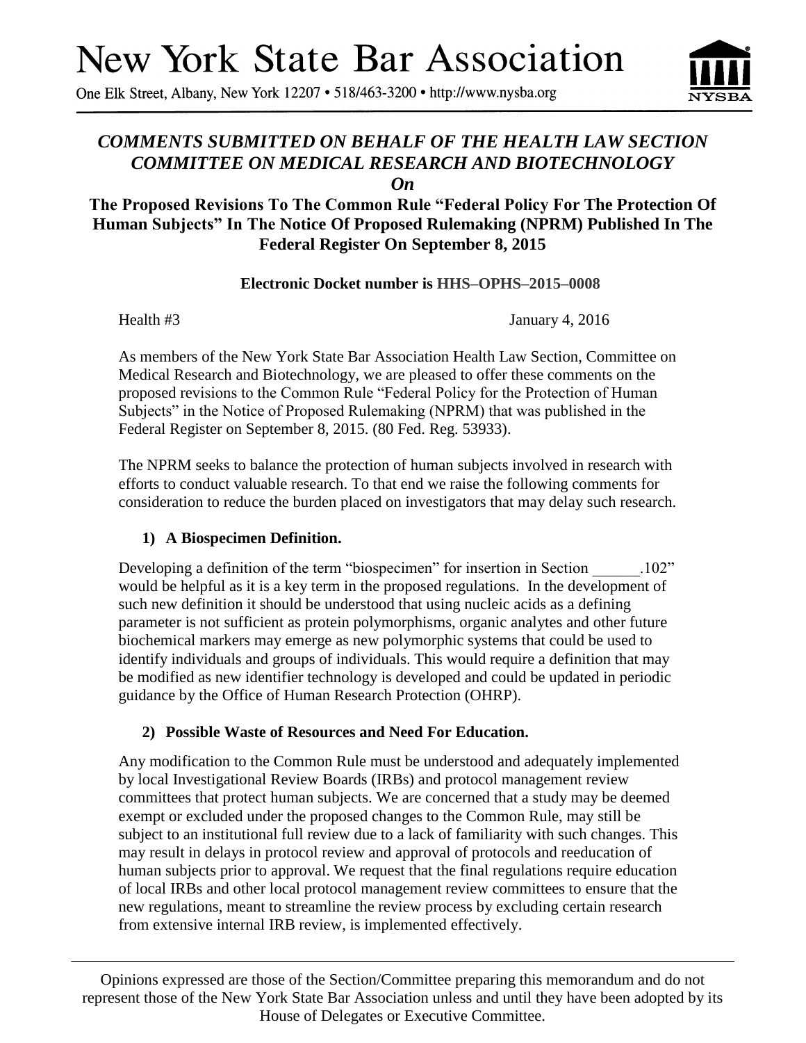# New York State Bar Association

One Elk Street, Albany, New York 12207 • 518/463-3200 • http://www.nysba.org

## *COMMENTS SUBMITTED ON BEHALF OF THE HEALTH LAW SECTION COMMITTEE ON MEDICAL RESEARCH AND BIOTECHNOLOGY*
## *On*
## The Proposed Revisions To The Common Rule "Federal Policy For The Protection Of Human Subjects" In The Notice Of Proposed Rulemaking (NPRM) Published In The Federal Register On September 8, 2015

**Electronic Docket number is HHS–OPHS–2015–0008**

Health #3 January 4, 2016

As members of the New York State Bar Association Health Law Section, Committee on Medical Research and Biotechnology, we are pleased to offer these comments on the proposed revisions to the Common Rule "Federal Policy for the Protection of Human Subjects" in the Notice of Proposed Rulemaking (NPRM) that was published in the Federal Register on September 8, 2015. (80 Fed. Reg. 53933).

The NPRM seeks to balance the protection of human subjects involved in research with efforts to conduct valuable research. To that end we raise the following comments for consideration to reduce the burden placed on investigators that may delay such research.

### 1) A Biospecimen Definition.

Developing a definition of the term "biospecimen" for insertion in Section ______.102" would be helpful as it is a key term in the proposed regulations. In the development of such new definition it should be understood that using nucleic acids as a defining parameter is not sufficient as protein polymorphisms, organic analytes and other future biochemical markers may emerge as new polymorphic systems that could be used to identify individuals and groups of individuals. This would require a definition that may be modified as new identifier technology is developed and could be updated in periodic guidance by the Office of Human Research Protection (OHRP).

### 2) Possible Waste of Resources and Need For Education.

Any modification to the Common Rule must be understood and adequately implemented by local Investigational Review Boards (IRBs) and protocol management review committees that protect human subjects. We are concerned that a study may be deemed exempt or excluded under the proposed changes to the Common Rule, may still be subject to an institutional full review due to a lack of familiarity with such changes. This may result in delays in protocol review and approval of protocols and reeducation of human subjects prior to approval. We request that the final regulations require education of local IRBs and other local protocol management review committees to ensure that the new regulations, meant to streamline the review process by excluding certain research from extensive internal IRB review, is implemented effectively.

---

Opinions expressed are those of the Section/Committee preparing this memorandum and do not represent those of the New York State Bar Association unless and until they have been adopted by its House of Delegates or Executive Committee.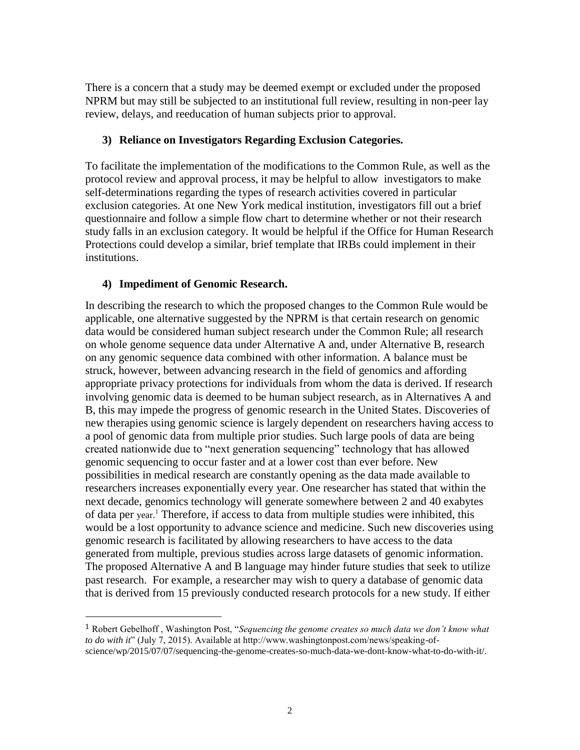There is a concern that a study may be deemed exempt or excluded under the proposed NPRM but may still be subjected to an institutional full review, resulting in non-peer lay review, delays, and reeducation of human subjects prior to approval.

### 3) Reliance on Investigators Regarding Exclusion Categories.

To facilitate the implementation of the modifications to the Common Rule, as well as the protocol review and approval process, it may be helpful to allow investigators to make self-determinations regarding the types of research activities covered in particular exclusion categories. At one New York medical institution, investigators fill out a brief questionnaire and follow a simple flow chart to determine whether or not their research study falls in an exclusion category. It would be helpful if the Office for Human Research Protections could develop a similar, brief template that IRBs could implement in their institutions.

### 4) Impediment of Genomic Research.

In describing the research to which the proposed changes to the Common Rule would be applicable, one alternative suggested by the NPRM is that certain research on genomic data would be considered human subject research under the Common Rule; all research on whole genome sequence data under Alternative A and, under Alternative B, research on any genomic sequence data combined with other information. A balance must be struck, however, between advancing research in the field of genomics and affording appropriate privacy protections for individuals from whom the data is derived. If research involving genomic data is deemed to be human subject research, as in Alternatives A and B, this may impede the progress of genomic research in the United States. Discoveries of new therapies using genomic science is largely dependent on researchers having access to a pool of genomic data from multiple prior studies. Such large pools of data are being created nationwide due to "next generation sequencing" technology that has allowed genomic sequencing to occur faster and at a lower cost than ever before. New possibilities in medical research are constantly opening as the data made available to researchers increases exponentially every year. One researcher has stated that within the next decade, genomics technology will generate somewhere between 2 and 40 exabytes of data per year.[1] Therefore, if access to data from multiple studies were inhibited, this would be a lost opportunity to advance science and medicine. Such new discoveries using genomic research is facilitated by allowing researchers to have access to the data generated from multiple, previous studies across large datasets of genomic information. The proposed Alternative A and B language may hinder future studies that seek to utilize past research. For example, a researcher may wish to query a database of genomic data that is derived from 15 previously conducted research protocols for a new study. If either

---

[1] Robert Gebelhoff , Washington Post, "*Sequencing the genome creates so much data we don't know what to do with it*" (July 7, 2015). Available at http://www.washingtonpost.com/news/speaking-of-science/wp/2015/07/07/sequencing-the-genome-creates-so-much-data-we-dont-know-what-to-do-with-it/.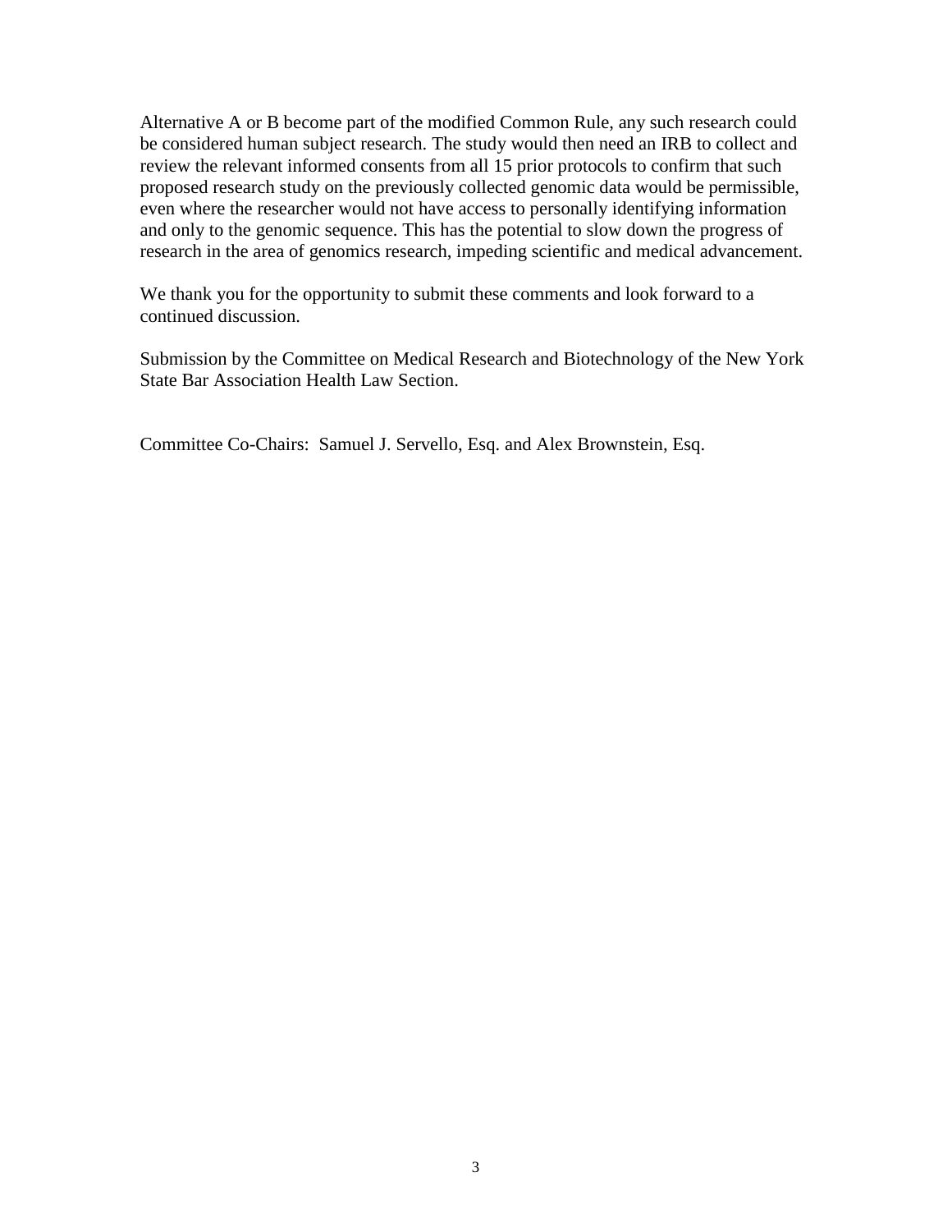Alternative A or B become part of the modified Common Rule, any such research could be considered human subject research. The study would then need an IRB to collect and review the relevant informed consents from all 15 prior protocols to confirm that such proposed research study on the previously collected genomic data would be permissible, even where the researcher would not have access to personally identifying information and only to the genomic sequence. This has the potential to slow down the progress of research in the area of genomics research, impeding scientific and medical advancement.

We thank you for the opportunity to submit these comments and look forward to a continued discussion.

Submission by the Committee on Medical Research and Biotechnology of the New York State Bar Association Health Law Section.

Committee Co-Chairs: Samuel J. Servello, Esq. and Alex Brownstein, Esq.